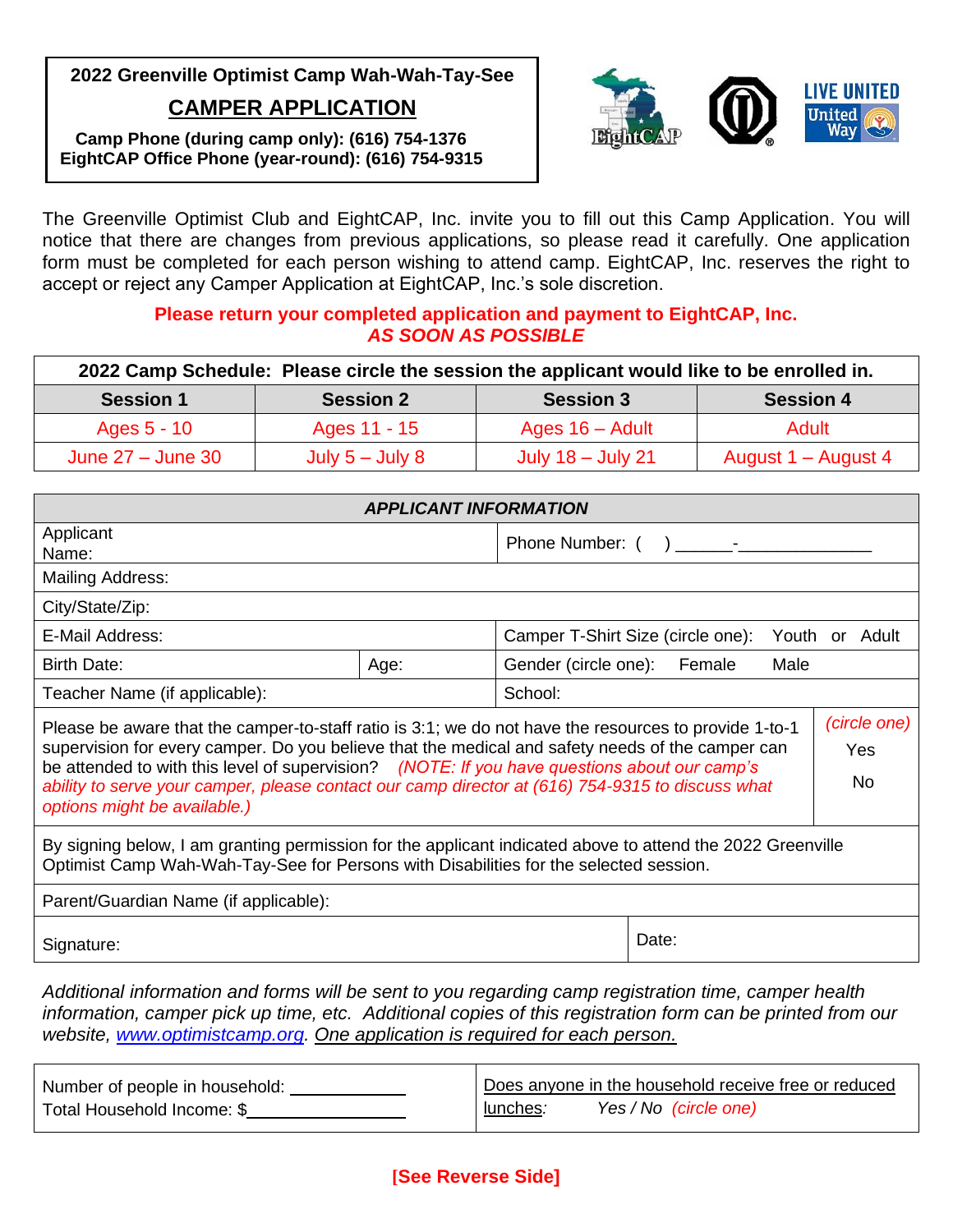**2022 Greenville Optimist Camp Wah-Wah-Tay-See**

# CAMPER APPLICATION

**Camp Phone (during camp only): (616) 754-1376**
**EightCAP Office Phone (year-round): (616) 754-9315**

The Greenville Optimist Club and EightCAP, Inc. invite you to fill out this Camp Application. You will notice that there are changes from previous applications, so please read it carefully. One application form must be completed for each person wishing to attend camp. EightCAP, Inc. reserves the right to accept or reject any Camper Application at EightCAP, Inc.'s sole discretion.

**Please return your completed application and payment to EightCAP, Inc.**
***AS SOON AS POSSIBLE***

| **2022 Camp Schedule: Please circle the session the applicant would like to be enrolled in.** | | | |
|---|---|---|---|
| **Session 1** | **Session 2** | **Session 3** | **Session 4** |
| Ages 5 - 10 | Ages 11 - 15 | Ages 16 – Adult | Adult |
| June 27 – June 30 | July 5 – July 8 | July 18 – July 21 | August 1 – August 4 |

| ***APPLICANT INFORMATION*** | | |
|---|---|---|
| Applicant Name: | | Phone Number: (    ) ______-______________ |
| Mailing Address: | | |
| City/State/Zip: | | |
| E-Mail Address: | | Camper T-Shirt Size (circle one): Youth or Adult |
| Birth Date: | Age: | Gender (circle one): Female Male |
| Teacher Name (if applicable): | | School: |

| | |
|---|---|
| Please be aware that the camper-to-staff ratio is 3:1; we do not have the resources to provide 1-to-1 supervision for every camper. Do you believe that the medical and safety needs of the camper can be attended to with this level of supervision? *(NOTE: If you have questions about our camp's ability to serve your camper, please contact our camp director at (616) 754-9315 to discuss what options might be available.)* | *(circle one)* Yes No |

By signing below, I am granting permission for the applicant indicated above to attend the 2022 Greenville Optimist Camp Wah-Wah-Tay-See for Persons with Disabilities for the selected session.

| | |
|---|---|
| Parent/Guardian Name (if applicable): | |
| Signature: | Date: |

*Additional information and forms will be sent to you regarding camp registration time, camper health information, camper pick up time, etc. Additional copies of this registration form can be printed from our website, www.optimistcamp.org. One application is required for each person.*

| | |
|---|---|
| Number of people in household: ____________ Total Household Income: $________________ | Does anyone in the household receive free or reduced lunches: *Yes / No (circle one)* |

**[See Reverse Side]**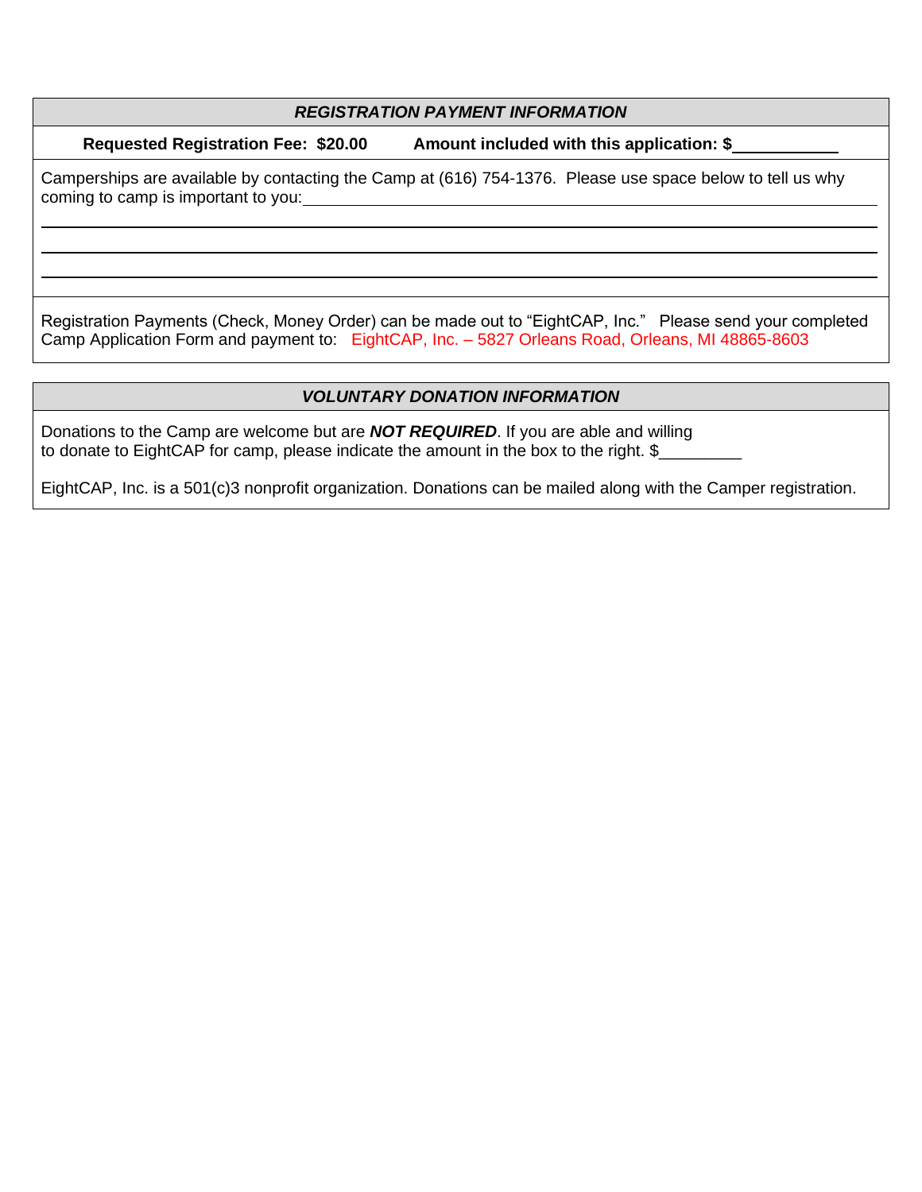### *REGISTRATION PAYMENT INFORMATION*

**Requested Registration Fee: $20.00** **Amount included with this application: $\_\_\_\_\_\_\_\_\_\_\_**

Camperships are available by contacting the Camp at (616) 754-1376. Please use space below to tell us why coming to camp is important to you:\_\_\_\_\_\_\_\_\_\_\_\_\_\_\_\_\_\_\_\_\_\_\_\_\_\_\_\_\_\_\_\_\_\_\_\_\_\_\_\_\_\_\_\_\_\_\_\_\_\_\_\_\_\_\_\_\_\_\_\_\_\_\_\_\_\_\_\_\_\_\_\_\_\_\_\_\_\_

\_\_\_\_\_\_\_\_\_\_\_\_\_\_\_\_\_\_\_\_\_\_\_\_\_\_\_\_\_\_\_\_\_\_\_\_\_\_\_\_\_\_\_\_\_\_\_\_\_\_\_\_\_\_\_\_\_\_\_\_\_\_\_\_\_\_\_\_\_\_\_\_\_\_\_\_\_\_\_\_\_\_\_\_\_\_\_\_\_\_\_\_\_\_

\_\_\_\_\_\_\_\_\_\_\_\_\_\_\_\_\_\_\_\_\_\_\_\_\_\_\_\_\_\_\_\_\_\_\_\_\_\_\_\_\_\_\_\_\_\_\_\_\_\_\_\_\_\_\_\_\_\_\_\_\_\_\_\_\_\_\_\_\_\_\_\_\_\_\_\_\_\_\_\_\_\_\_\_\_\_\_\_\_\_\_\_\_\_

\_\_\_\_\_\_\_\_\_\_\_\_\_\_\_\_\_\_\_\_\_\_\_\_\_\_\_\_\_\_\_\_\_\_\_\_\_\_\_\_\_\_\_\_\_\_\_\_\_\_\_\_\_\_\_\_\_\_\_\_\_\_\_\_\_\_\_\_\_\_\_\_\_\_\_\_\_\_\_\_\_\_\_\_\_\_\_\_\_\_\_\_\_\_

Registration Payments (Check, Money Order) can be made out to "EightCAP, Inc." Please send your completed Camp Application Form and payment to: EightCAP, Inc. – 5827 Orleans Road, Orleans, MI 48865-8603

### *VOLUNTARY DONATION INFORMATION*

Donations to the Camp are welcome but are ***NOT REQUIRED***. If you are able and willing to donate to EightCAP for camp, please indicate the amount in the box to the right. $\_\_\_\_\_\_\_\_\_

EightCAP, Inc. is a 501(c)3 nonprofit organization. Donations can be mailed along with the Camper registration.